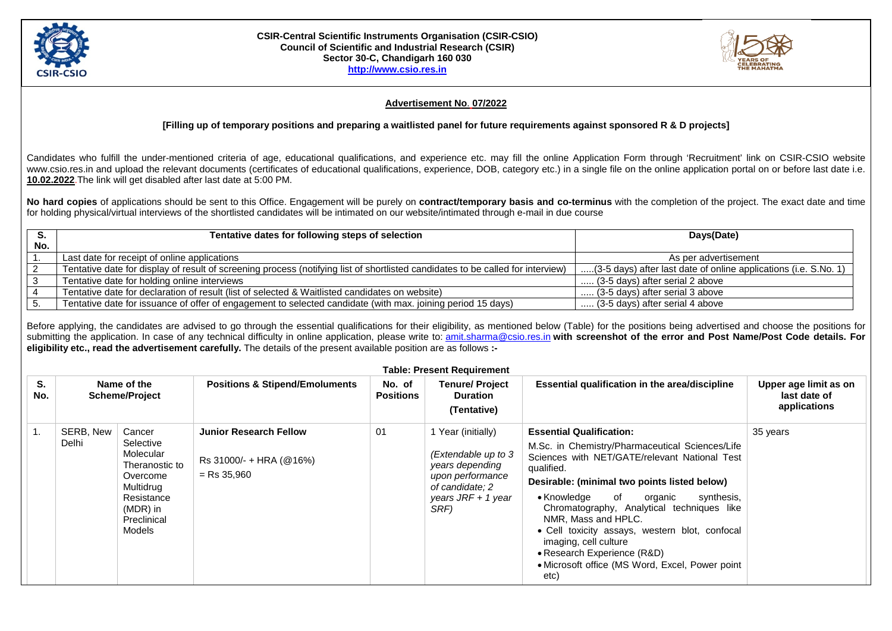**CSIR-Central Scientific Instruments Organisation (CSIR-CSIO)**
**Council of Scientific and Industrial Research (CSIR)**
**Sector 30-C, Chandigarh 160 030**
**http://www.csio.res.in**

## Advertisement No. 07/2022

**[Filling up of temporary positions and preparing a waitlisted panel for future requirements against sponsored R & D projects]**

Candidates who fulfill the under-mentioned criteria of age, educational qualifications, and experience etc. may fill the online Application Form through 'Recruitment' link on CSIR-CSIO website www.csio.res.in and upload the relevant documents (certificates of educational qualifications, experience, DOB, category etc.) in a single file on the online application portal on or before last date i.e. **10.02.2022**.The link will get disabled after last date at 5:00 PM.

**No hard copies** of applications should be sent to this Office. Engagement will be purely on **contract/temporary basis and co-terminus** with the completion of the project. The exact date and time for holding physical/virtual interviews of the shortlisted candidates will be intimated on our website/intimated through e-mail in due course

| S. No. | Tentative dates for following steps of selection | Days(Date) |
|---|---|---|
| 1. | Last date for receipt of online applications | As per advertisement |
| 2 | Tentative date for display of result of screening process (notifying list of shortlisted candidates to be called for interview) | .....(3-5 days) after last date of online applications (i.e. S.No. 1) |
| 3 | Tentative date for holding online interviews | ..... (3-5 days) after serial 2 above |
| 4 | Tentative date for declaration of result (list of selected & Waitlisted candidates on website) | ..... (3-5 days) after serial 3 above |
| 5. | Tentative date for issuance of offer of engagement to selected candidate (with max. joining period 15 days) | ..... (3-5 days) after serial 4 above |

Before applying, the candidates are advised to go through the essential qualifications for their eligibility, as mentioned below (Table) for the positions being advertised and choose the positions for submitting the application. In case of any technical difficulty in online application, please write to: amit.sharma@csio.res.in **with screenshot of the error and Post Name/Post Code details. For eligibility etc., read the advertisement carefully.** The details of the present available position are as follows **:-**

**Table: Present Requirement**

| S. No. | Name of the Scheme/Project | | Positions & Stipend/Emoluments | No. of Positions | Tenure/ Project Duration (Tentative) | Essential qualification in the area/discipline | Upper age limit as on last date of applications |
|---|---|---|---|---|---|---|---|
| 1. | SERB, New Delhi | Cancer Selective Molecular Theranostic to Overcome Multidrug Resistance (MDR) in Preclinical Models | **Junior Research Fellow**<br>Rs 31000/- + HRA (@16%) = Rs 35,960 | 01 | 1 Year (initially)<br>*(Extendable up to 3 years depending upon performance of candidate; 2 years JRF + 1 year SRF)* | **Essential Qualification:**<br>M.Sc. in Chemistry/Pharmaceutical Sciences/Life Sciences with NET/GATE/relevant National Test qualified.<br>**Desirable: (minimal two points listed below)**<br>• Knowledge of organic synthesis, Chromatography, Analytical techniques like NMR, Mass and HPLC.<br>• Cell toxicity assays, western blot, confocal imaging, cell culture<br>• Research Experience (R&D)<br>• Microsoft office (MS Word, Excel, Power point etc) | 35 years |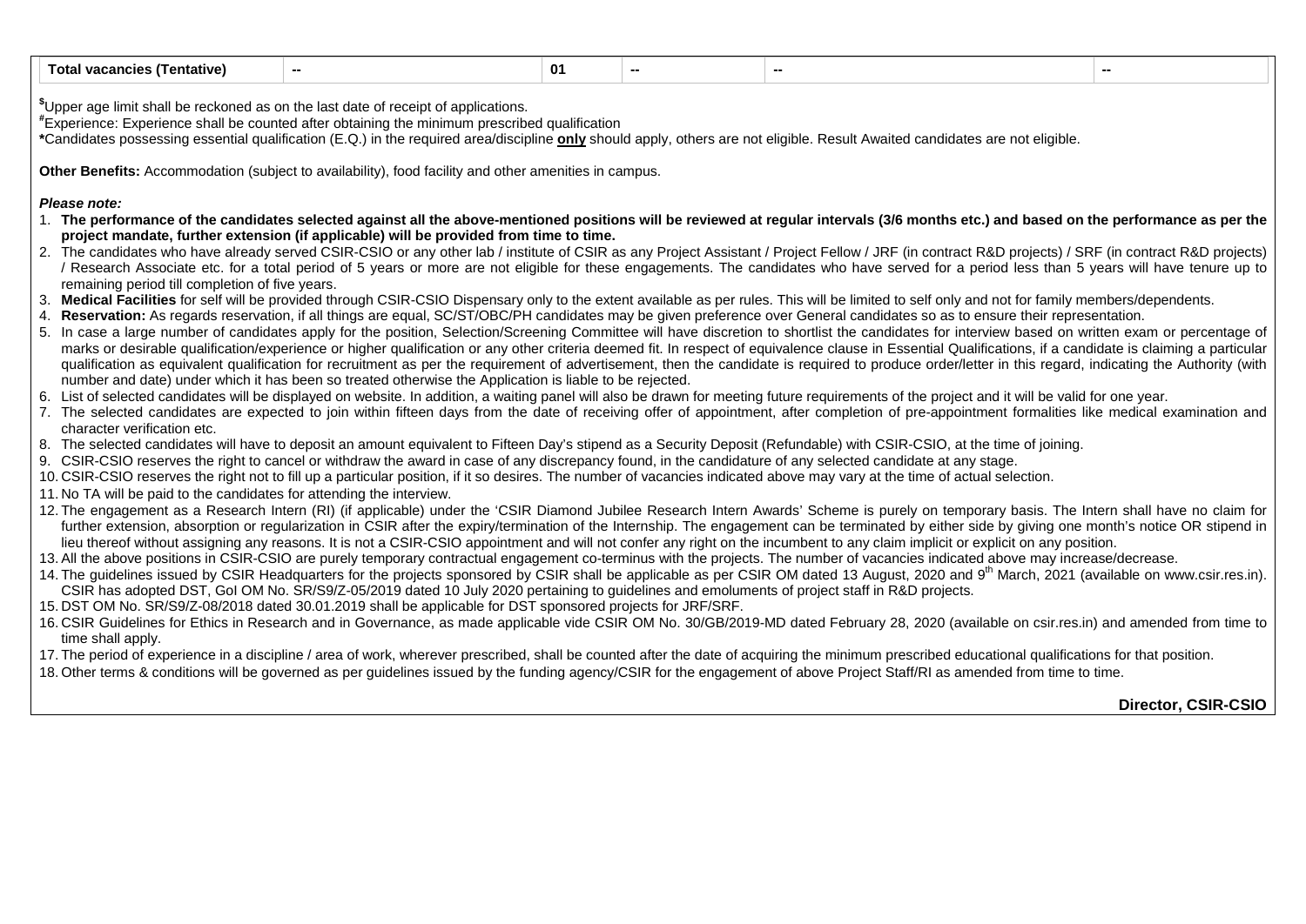| | | | | | |
|---|---|---|---|---|---|
| **Total vacancies (Tentative)** | -- | 01 | -- | -- | -- |

$Upper age limit shall be reckoned as on the last date of receipt of applications.

#Experience: Experience shall be counted after obtaining the minimum prescribed qualification

***Candidates possessing essential qualification (E.Q.) in the required area/discipline <u>**only**</u> should apply, others are not eligible. Result Awaited candidates are not eligible.

**Other Benefits:** Accommodation (subject to availability), food facility and other amenities in campus.

***Please note:***

1. **The performance of the candidates selected against all the above-mentioned positions will be reviewed at regular intervals (3/6 months etc.) and based on the performance as per the project mandate, further extension (if applicable) will be provided from time to time.**
2. The candidates who have already served CSIR-CSIO or any other lab / institute of CSIR as any Project Assistant / Project Fellow / JRF (in contract R&D projects) / SRF (in contract R&D projects) / Research Associate etc. for a total period of 5 years or more are not eligible for these engagements. The candidates who have served for a period less than 5 years will have tenure up to remaining period till completion of five years.
3. **Medical Facilities** for self will be provided through CSIR-CSIO Dispensary only to the extent available as per rules. This will be limited to self only and not for family members/dependents.
4. **Reservation:** As regards reservation, if all things are equal, SC/ST/OBC/PH candidates may be given preference over General candidates so as to ensure their representation.
5. In case a large number of candidates apply for the position, Selection/Screening Committee will have discretion to shortlist the candidates for interview based on written exam or percentage of marks or desirable qualification/experience or higher qualification or any other criteria deemed fit. In respect of equivalence clause in Essential Qualifications, if a candidate is claiming a particular qualification as equivalent qualification for recruitment as per the requirement of advertisement, then the candidate is required to produce order/letter in this regard, indicating the Authority (with number and date) under which it has been so treated otherwise the Application is liable to be rejected.
6. List of selected candidates will be displayed on website. In addition, a waiting panel will also be drawn for meeting future requirements of the project and it will be valid for one year.
7. The selected candidates are expected to join within fifteen days from the date of receiving offer of appointment, after completion of pre-appointment formalities like medical examination and character verification etc.
8. The selected candidates will have to deposit an amount equivalent to Fifteen Day's stipend as a Security Deposit (Refundable) with CSIR-CSIO, at the time of joining.
9. CSIR-CSIO reserves the right to cancel or withdraw the award in case of any discrepancy found, in the candidature of any selected candidate at any stage.
10. CSIR-CSIO reserves the right not to fill up a particular position, if it so desires. The number of vacancies indicated above may vary at the time of actual selection.
11. No TA will be paid to the candidates for attending the interview.
12. The engagement as a Research Intern (RI) (if applicable) under the 'CSIR Diamond Jubilee Research Intern Awards' Scheme is purely on temporary basis. The Intern shall have no claim for further extension, absorption or regularization in CSIR after the expiry/termination of the Internship. The engagement can be terminated by either side by giving one month's notice OR stipend in lieu thereof without assigning any reasons. It is not a CSIR-CSIO appointment and will not confer any right on the incumbent to any claim implicit or explicit on any position.
13. All the above positions in CSIR-CSIO are purely temporary contractual engagement co-terminus with the projects. The number of vacancies indicated above may increase/decrease.
14. The guidelines issued by CSIR Headquarters for the projects sponsored by CSIR shall be applicable as per CSIR OM dated 13 August, 2020 and 9th March, 2021 (available on www.csir.res.in). CSIR has adopted DST, GoI OM No. SR/S9/Z-05/2019 dated 10 July 2020 pertaining to guidelines and emoluments of project staff in R&D projects.
15. DST OM No. SR/S9/Z-08/2018 dated 30.01.2019 shall be applicable for DST sponsored projects for JRF/SRF.
16. CSIR Guidelines for Ethics in Research and in Governance, as made applicable vide CSIR OM No. 30/GB/2019-MD dated February 28, 2020 (available on csir.res.in) and amended from time to time shall apply.
17. The period of experience in a discipline / area of work, wherever prescribed, shall be counted after the date of acquiring the minimum prescribed educational qualifications for that position.
18. Other terms & conditions will be governed as per guidelines issued by the funding agency/CSIR for the engagement of above Project Staff/RI as amended from time to time.

**Director, CSIR-CSIO**